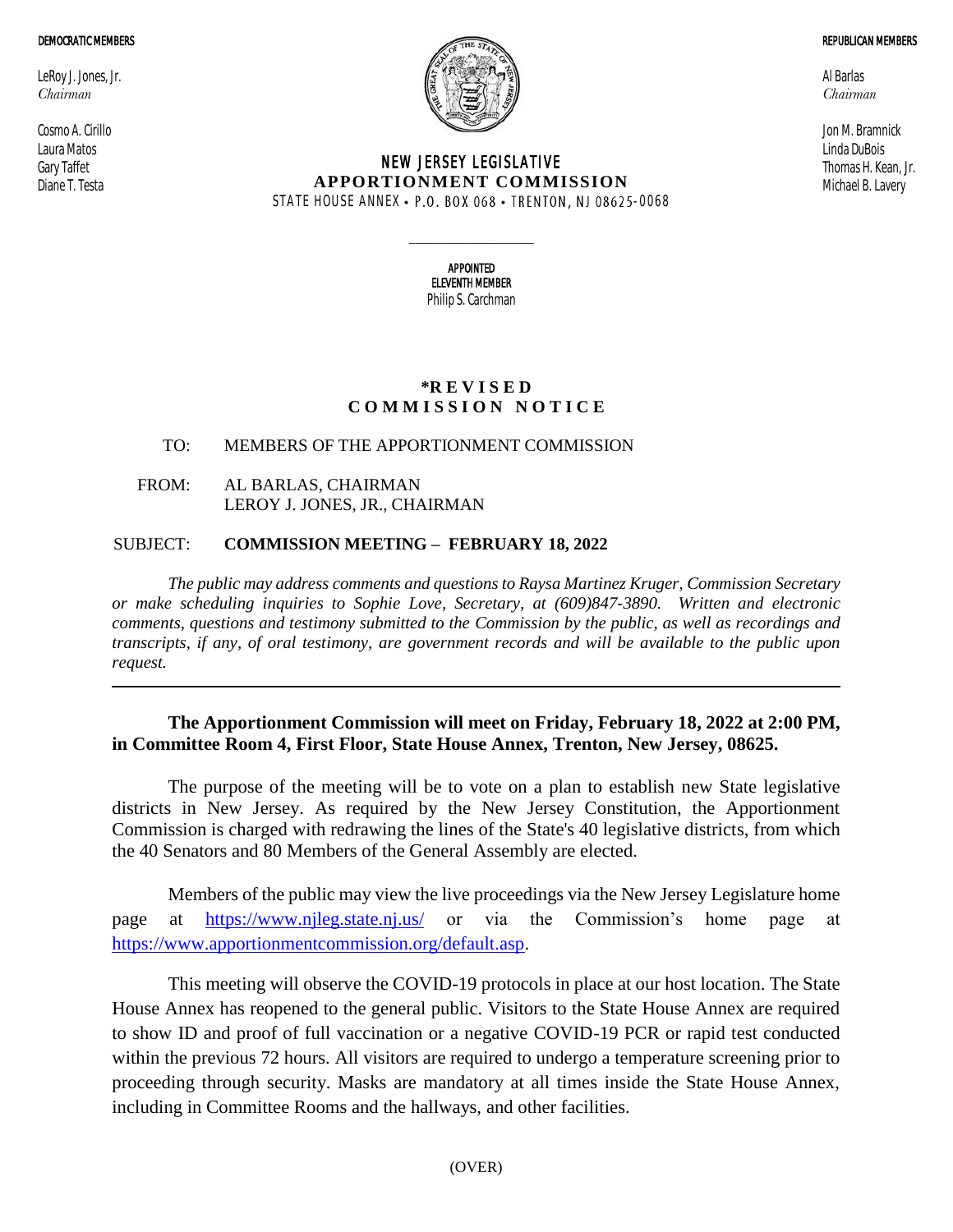**DEMOCRATIC MEMBERS**

LeRoy J. Jones, Jr.
*Chairman*

Cosmo A. Cirillo
Laura Matos
Gary Taffet
Diane T. Testa

**REPUBLICAN MEMBERS**

Al Barlas
*Chairman*

Jon M. Bramnick
Linda DuBois
Thomas H. Kean, Jr.
Michael B. Lavery

# NEW JERSEY LEGISLATIVE APPORTIONMENT COMMISSION

STATE HOUSE ANNEX • P.O. BOX 068 • TRENTON, NJ 08625-0068

---

**APPOINTED ELEVENTH MEMBER**
Philip S. Carchman

## *REVISED COMMISSION NOTICE

TO: MEMBERS OF THE APPORTIONMENT COMMISSION

FROM: AL BARLAS, CHAIRMAN
LEROY J. JONES, JR., CHAIRMAN

SUBJECT: **COMMISSION MEETING – FEBRUARY 18, 2022**

*The public may address comments and questions to Raysa Martinez Kruger, Commission Secretary or make scheduling inquiries to Sophie Love, Secretary, at (609)847-3890. Written and electronic comments, questions and testimony submitted to the Commission by the public, as well as recordings and transcripts, if any, of oral testimony, are government records and will be available to the public upon request.*

---

**The Apportionment Commission will meet on Friday, February 18, 2022 at 2:00 PM, in Committee Room 4, First Floor, State House Annex, Trenton, New Jersey, 08625.**

The purpose of the meeting will be to vote on a plan to establish new State legislative districts in New Jersey. As required by the New Jersey Constitution, the Apportionment Commission is charged with redrawing the lines of the State's 40 legislative districts, from which the 40 Senators and 80 Members of the General Assembly are elected.

Members of the public may view the live proceedings via the New Jersey Legislature home page at https://www.njleg.state.nj.us/ or via the Commission's home page at https://www.apportionmentcommission.org/default.asp.

This meeting will observe the COVID-19 protocols in place at our host location. The State House Annex has reopened to the general public. Visitors to the State House Annex are required to show ID and proof of full vaccination or a negative COVID-19 PCR or rapid test conducted within the previous 72 hours. All visitors are required to undergo a temperature screening prior to proceeding through security. Masks are mandatory at all times inside the State House Annex, including in Committee Rooms and the hallways, and other facilities.

(OVER)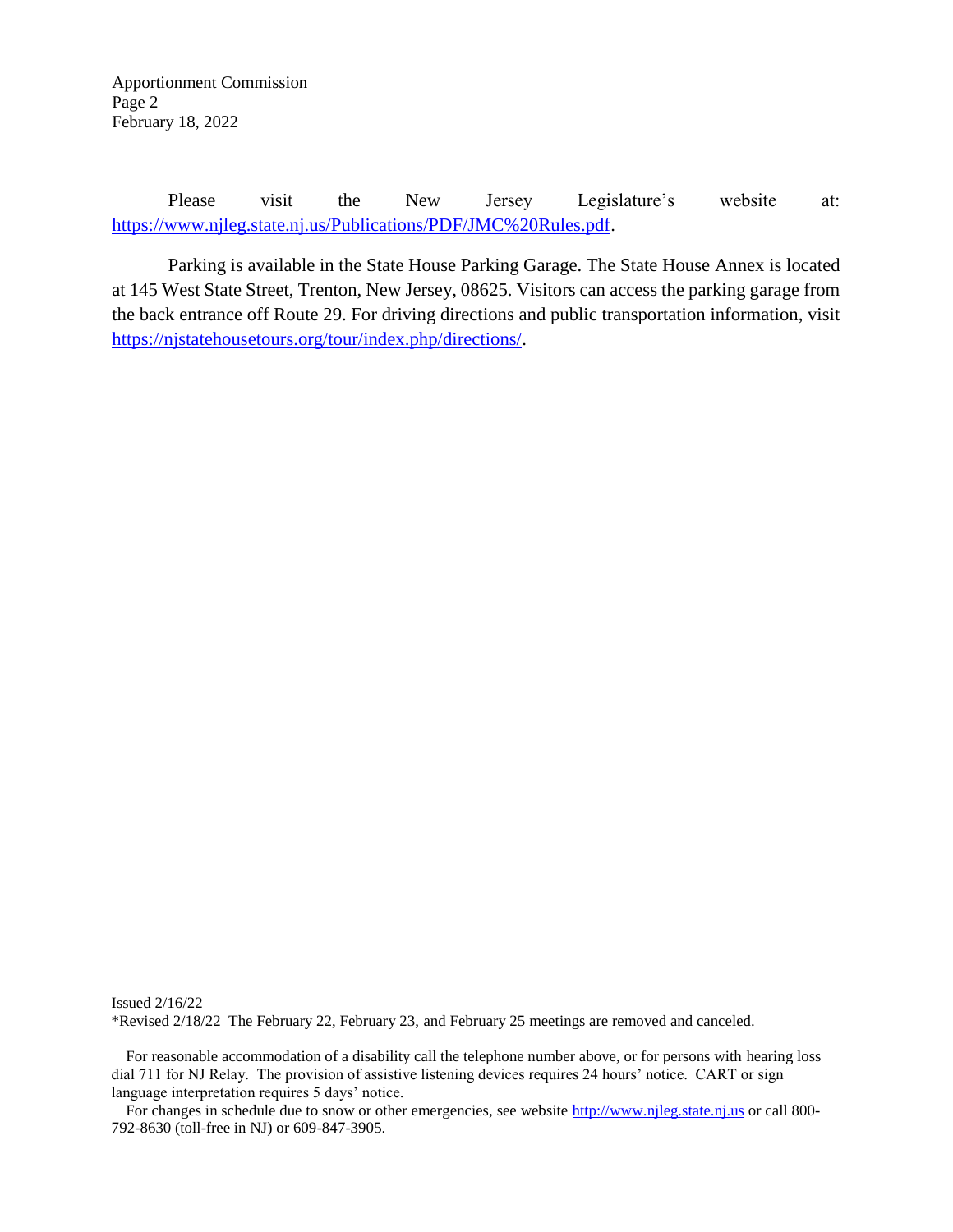Please visit the New Jersey Legislature's website at: https://www.njleg.state.nj.us/Publications/PDF/JMC%20Rules.pdf.

Parking is available in the State House Parking Garage. The State House Annex is located at 145 West State Street, Trenton, New Jersey, 08625. Visitors can access the parking garage from the back entrance off Route 29. For driving directions and public transportation information, visit https://njstatehousetours.org/tour/index.php/directions/.

Issued 2/16/22
*Revised 2/18/22 The February 22, February 23, and February 25 meetings are removed and canceled.

For reasonable accommodation of a disability call the telephone number above, or for persons with hearing loss dial 711 for NJ Relay. The provision of assistive listening devices requires 24 hours' notice. CART or sign language interpretation requires 5 days' notice.

For changes in schedule due to snow or other emergencies, see website http://www.njleg.state.nj.us or call 800-792-8630 (toll-free in NJ) or 609-847-3905.